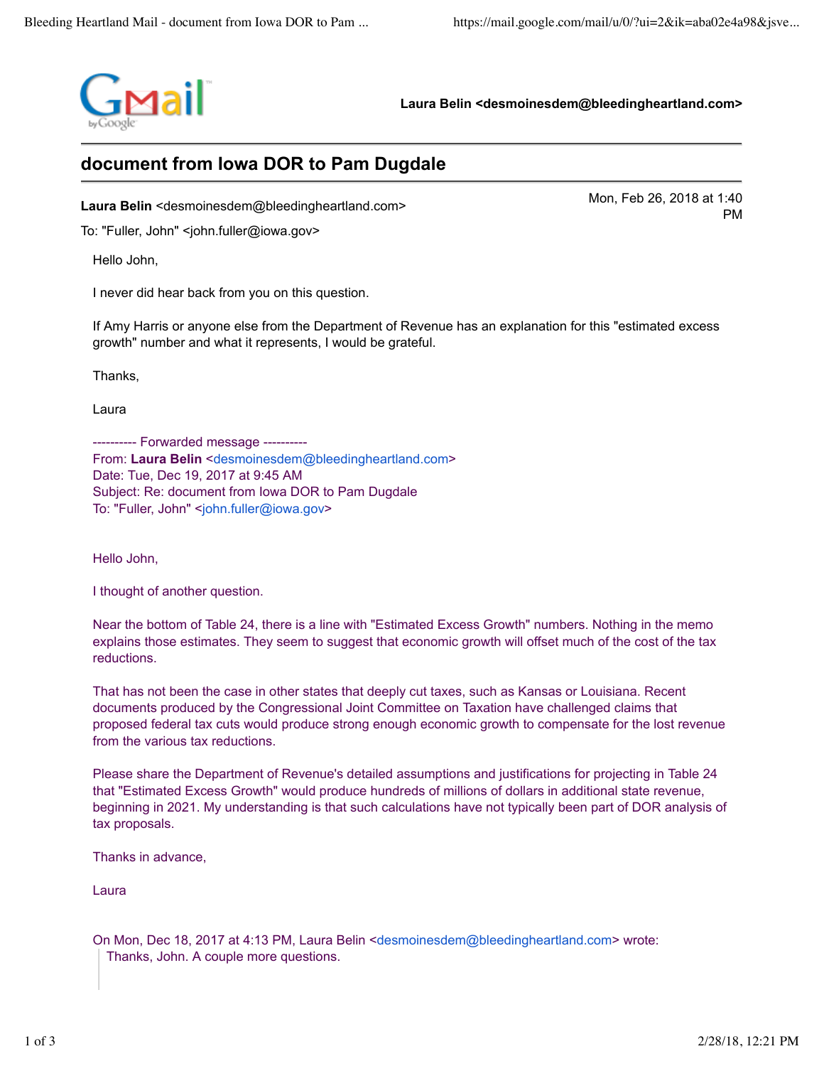**Laura Belin <desmoinesdem@bleedingheartland.com>**

## document from Iowa DOR to Pam Dugdale

**Laura Belin** <desmoinesdem@bleedingheartland.com> Mon, Feb 26, 2018 at 1:40 PM
To: "Fuller, John" <john.fuller@iowa.gov>

Hello John,

I never did hear back from you on this question.

If Amy Harris or anyone else from the Department of Revenue has an explanation for this "estimated excess growth" number and what it represents, I would be grateful.

Thanks,

Laura

---------- Forwarded message ----------
From: **Laura Belin** <desmoinesdem@bleedingheartland.com>
Date: Tue, Dec 19, 2017 at 9:45 AM
Subject: Re: document from Iowa DOR to Pam Dugdale
To: "Fuller, John" <john.fuller@iowa.gov>

Hello John,

I thought of another question.

Near the bottom of Table 24, there is a line with "Estimated Excess Growth" numbers. Nothing in the memo explains those estimates. They seem to suggest that economic growth will offset much of the cost of the tax reductions.

That has not been the case in other states that deeply cut taxes, such as Kansas or Louisiana. Recent documents produced by the Congressional Joint Committee on Taxation have challenged claims that proposed federal tax cuts would produce strong enough economic growth to compensate for the lost revenue from the various tax reductions.

Please share the Department of Revenue's detailed assumptions and justifications for projecting in Table 24 that "Estimated Excess Growth" would produce hundreds of millions of dollars in additional state revenue, beginning in 2021. My understanding is that such calculations have not typically been part of DOR analysis of tax proposals.

Thanks in advance,

Laura

On Mon, Dec 18, 2017 at 4:13 PM, Laura Belin <desmoinesdem@bleedingheartland.com> wrote:

> Thanks, John. A couple more questions.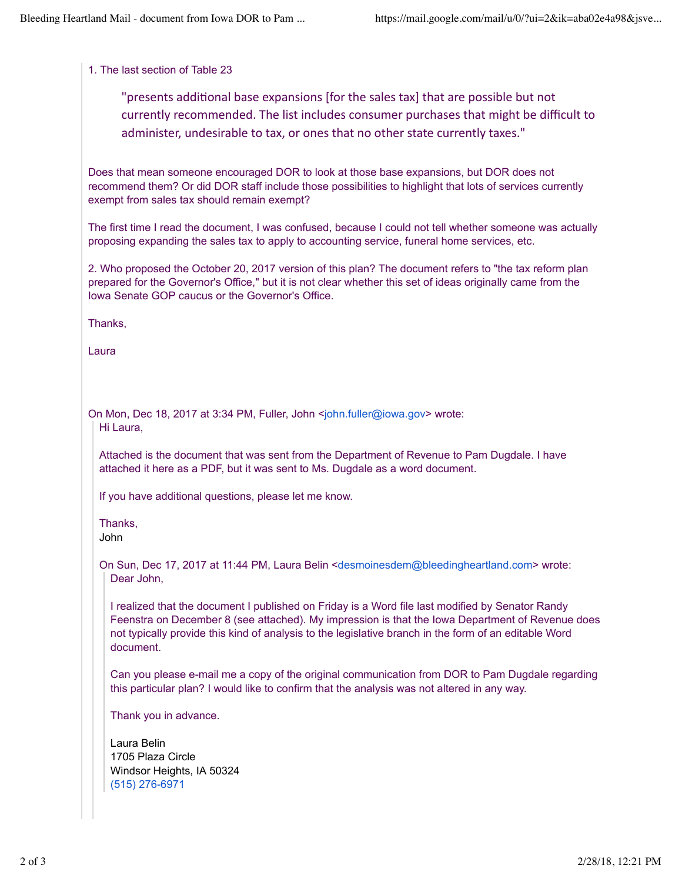1. The last section of Table 23

> "presents additional base expansions [for the sales tax] that are possible but not currently recommended. The list includes consumer purchases that might be difficult to administer, undesirable to tax, or ones that no other state currently taxes."

Does that mean someone encouraged DOR to look at those base expansions, but DOR does not recommend them? Or did DOR staff include those possibilities to highlight that lots of services currently exempt from sales tax should remain exempt?

The first time I read the document, I was confused, because I could not tell whether someone was actually proposing expanding the sales tax to apply to accounting service, funeral home services, etc.

2. Who proposed the October 20, 2017 version of this plan? The document refers to "the tax reform plan prepared for the Governor's Office," but it is not clear whether this set of ideas originally came from the Iowa Senate GOP caucus or the Governor's Office.

Thanks,

Laura

On Mon, Dec 18, 2017 at 3:34 PM, Fuller, John <john.fuller@iowa.gov> wrote:

> Hi Laura,
>
> Attached is the document that was sent from the Department of Revenue to Pam Dugdale. I have attached it here as a PDF, but it was sent to Ms. Dugdale as a word document.
>
> If you have additional questions, please let me know.
>
> Thanks,
> John
>
> On Sun, Dec 17, 2017 at 11:44 PM, Laura Belin <desmoinesdem@bleedingheartland.com> wrote:
>
> > Dear John,
> >
> > I realized that the document I published on Friday is a Word file last modified by Senator Randy Feenstra on December 8 (see attached). My impression is that the Iowa Department of Revenue does not typically provide this kind of analysis to the legislative branch in the form of an editable Word document.
> >
> > Can you please e-mail me a copy of the original communication from DOR to Pam Dugdale regarding this particular plan? I would like to confirm that the analysis was not altered in any way.
> >
> > Thank you in advance.
> >
> > Laura Belin
> > 1705 Plaza Circle
> > Windsor Heights, IA 50324
> > (515) 276-6971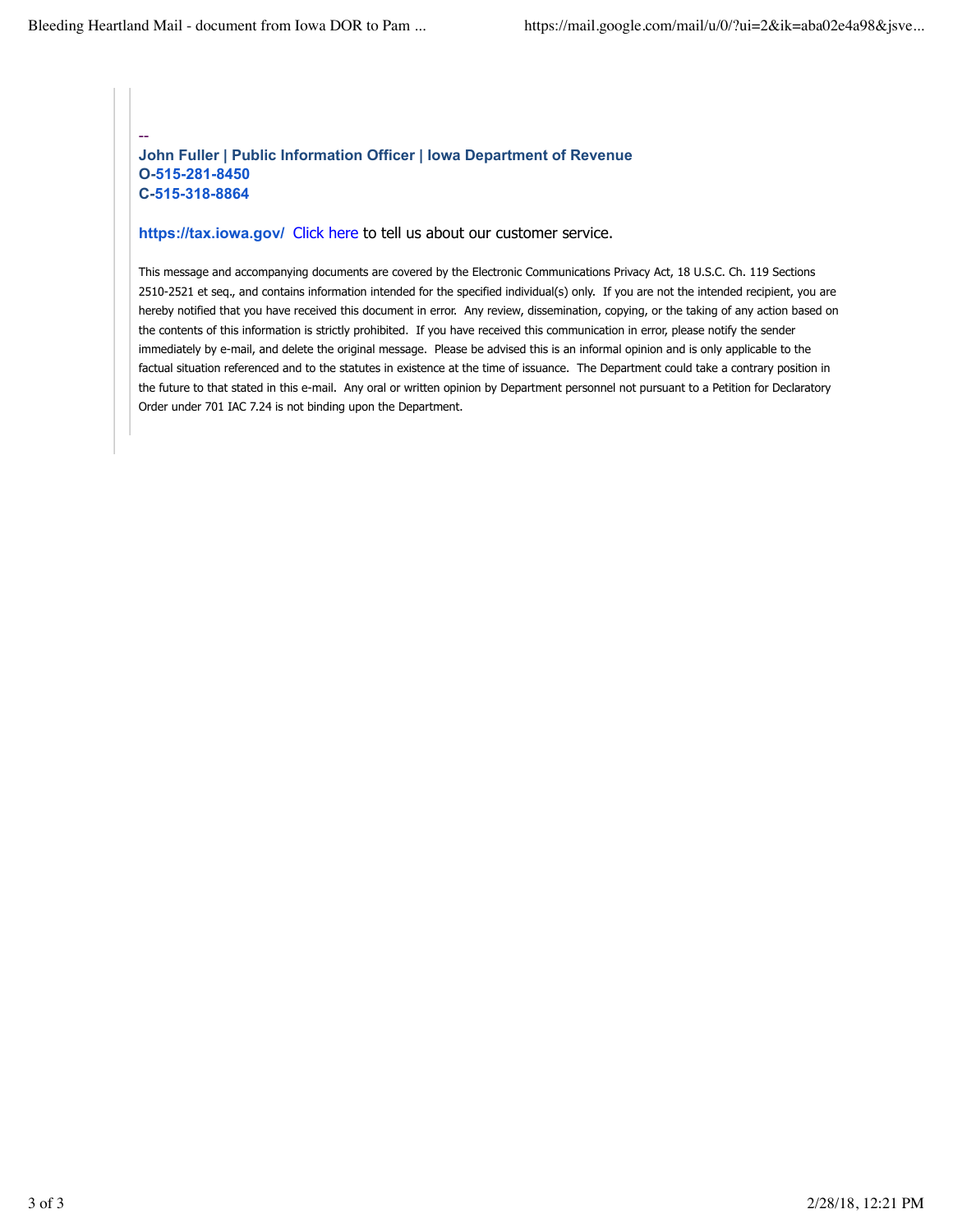--

**John Fuller | Public Information Officer | Iowa Department of Revenue**
**O-515-281-8450**
**C-515-318-8864**

**https://tax.iowa.gov/** Click here to tell us about our customer service.

This message and accompanying documents are covered by the Electronic Communications Privacy Act, 18 U.S.C. Ch. 119 Sections 2510-2521 et seq., and contains information intended for the specified individual(s) only. If you are not the intended recipient, you are hereby notified that you have received this document in error. Any review, dissemination, copying, or the taking of any action based on the contents of this information is strictly prohibited. If you have received this communication in error, please notify the sender immediately by e-mail, and delete the original message. Please be advised this is an informal opinion and is only applicable to the factual situation referenced and to the statutes in existence at the time of issuance. The Department could take a contrary position in the future to that stated in this e-mail. Any oral or written opinion by Department personnel not pursuant to a Petition for Declaratory Order under 701 IAC 7.24 is not binding upon the Department.